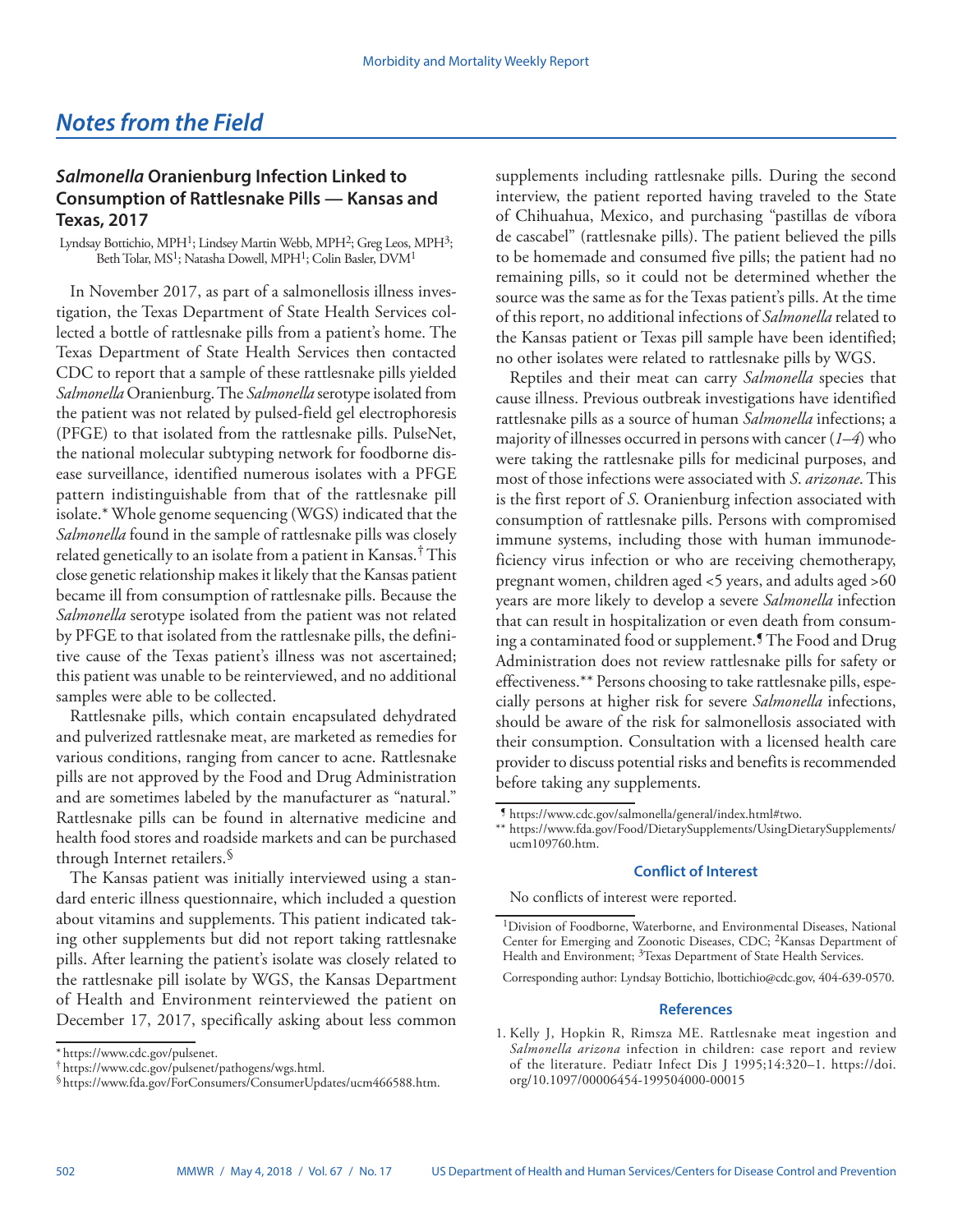## Notes from the Field

### *Salmonella* Oranienburg Infection Linked to Consumption of Rattlesnake Pills — Kansas and Texas, 2017

Lyndsay Bottichio, MPH[1]; Lindsey Martin Webb, MPH[2]; Greg Leos, MPH[3]; Beth Tolar, MS[1]; Natasha Dowell, MPH[1]; Colin Basler, DVM[1]

In November 2017, as part of a salmonellosis illness investigation, the Texas Department of State Health Services collected a bottle of rattlesnake pills from a patient's home. The Texas Department of State Health Services then contacted CDC to report that a sample of these rattlesnake pills yielded *Salmonella* Oranienburg. The *Salmonella* serotype isolated from the patient was not related by pulsed-field gel electrophoresis (PFGE) to that isolated from the rattlesnake pills. PulseNet, the national molecular subtyping network for foodborne disease surveillance, identified numerous isolates with a PFGE pattern indistinguishable from that of the rattlesnake pill isolate.* Whole genome sequencing (WGS) indicated that the *Salmonella* found in the sample of rattlesnake pills was closely related genetically to an isolate from a patient in Kansas.† This close genetic relationship makes it likely that the Kansas patient became ill from consumption of rattlesnake pills. Because the *Salmonella* serotype isolated from the patient was not related by PFGE to that isolated from the rattlesnake pills, the definitive cause of the Texas patient's illness was not ascertained; this patient was unable to be reinterviewed, and no additional samples were able to be collected.

Rattlesnake pills, which contain encapsulated dehydrated and pulverized rattlesnake meat, are marketed as remedies for various conditions, ranging from cancer to acne. Rattlesnake pills are not approved by the Food and Drug Administration and are sometimes labeled by the manufacturer as "natural." Rattlesnake pills can be found in alternative medicine and health food stores and roadside markets and can be purchased through Internet retailers.§

The Kansas patient was initially interviewed using a standard enteric illness questionnaire, which included a question about vitamins and supplements. This patient indicated taking other supplements but did not report taking rattlesnake pills. After learning the patient's isolate was closely related to the rattlesnake pill isolate by WGS, the Kansas Department of Health and Environment reinterviewed the patient on December 17, 2017, specifically asking about less common supplements including rattlesnake pills. During the second interview, the patient reported having traveled to the State of Chihuahua, Mexico, and purchasing "pastillas de víbora de cascabel" (rattlesnake pills). The patient believed the pills to be homemade and consumed five pills; the patient had no remaining pills, so it could not be determined whether the source was the same as for the Texas patient's pills. At the time of this report, no additional infections of *Salmonella* related to the Kansas patient or Texas pill sample have been identified; no other isolates were related to rattlesnake pills by WGS.

Reptiles and their meat can carry *Salmonella* species that cause illness. Previous outbreak investigations have identified rattlesnake pills as a source of human *Salmonella* infections; a majority of illnesses occurred in persons with cancer (*1–4*) who were taking the rattlesnake pills for medicinal purposes, and most of those infections were associated with *S. arizonae*. This is the first report of *S.* Oranienburg infection associated with consumption of rattlesnake pills. Persons with compromised immune systems, including those with human immunodeficiency virus infection or who are receiving chemotherapy, pregnant women, children aged <5 years, and adults aged >60 years are more likely to develop a severe *Salmonella* infection that can result in hospitalization or even death from consuming a contaminated food or supplement.¶ The Food and Drug Administration does not review rattlesnake pills for safety or effectiveness.** Persons choosing to take rattlesnake pills, especially persons at higher risk for severe *Salmonella* infections, should be aware of the risk for salmonellosis associated with their consumption. Consultation with a licensed health care provider to discuss potential risks and benefits is recommended before taking any supplements.

\* https://www.cdc.gov/pulsenet.
† https://www.cdc.gov/pulsenet/pathogens/wgs.html.
§ https://www.fda.gov/ForConsumers/ConsumerUpdates/ucm466588.htm.
¶ https://www.cdc.gov/salmonella/general/index.html#two.
** https://www.fda.gov/Food/DietarySupplements/UsingDietarySupplements/ucm109760.htm.

#### Conflict of Interest

No conflicts of interest were reported.

[1]Division of Foodborne, Waterborne, and Environmental Diseases, National Center for Emerging and Zoonotic Diseases, CDC; [2]Kansas Department of Health and Environment; [3]Texas Department of State Health Services.

Corresponding author: Lyndsay Bottichio, lbottichio@cdc.gov, 404-639-0570.

#### References

1. Kelly J, Hopkin R, Rimsza ME. Rattlesnake meat ingestion and *Salmonella arizona* infection in children: case report and review of the literature. Pediatr Infect Dis J 1995;14:320–1. https://doi.org/10.1097/00006454-199504000-00015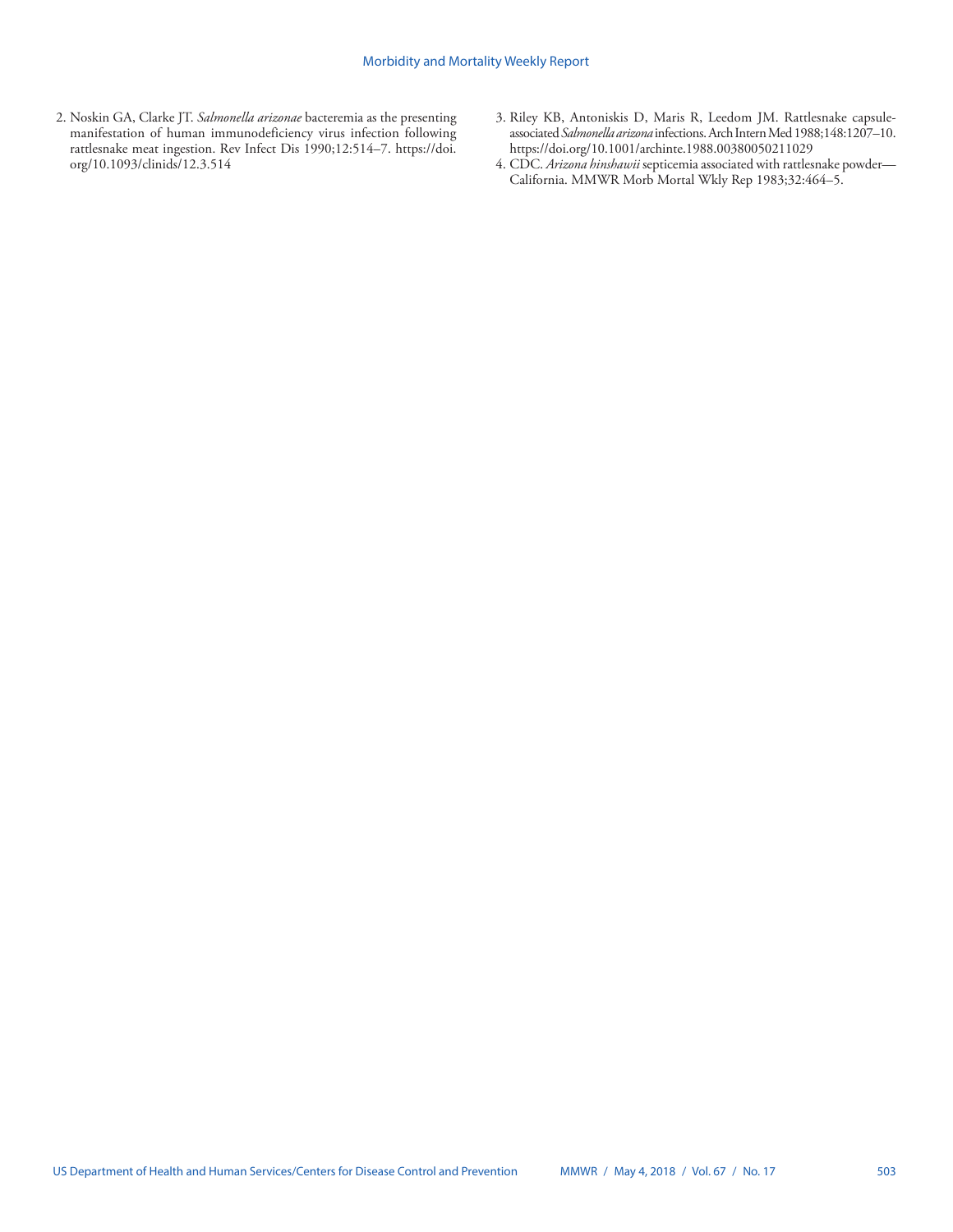2. Noskin GA, Clarke JT. *Salmonella arizonae* bacteremia as the presenting manifestation of human immunodeficiency virus infection following rattlesnake meat ingestion. Rev Infect Dis 1990;12:514–7. https://doi.org/10.1093/clinids/12.3.514
3. Riley KB, Antoniskis D, Maris R, Leedom JM. Rattlesnake capsule-associated *Salmonella arizona* infections. Arch Intern Med 1988;148:1207–10. https://doi.org/10.1001/archinte.1988.00380050211029
4. CDC. *Arizona hinshawii* septicemia associated with rattlesnake powder—California. MMWR Morb Mortal Wkly Rep 1983;32:464–5.